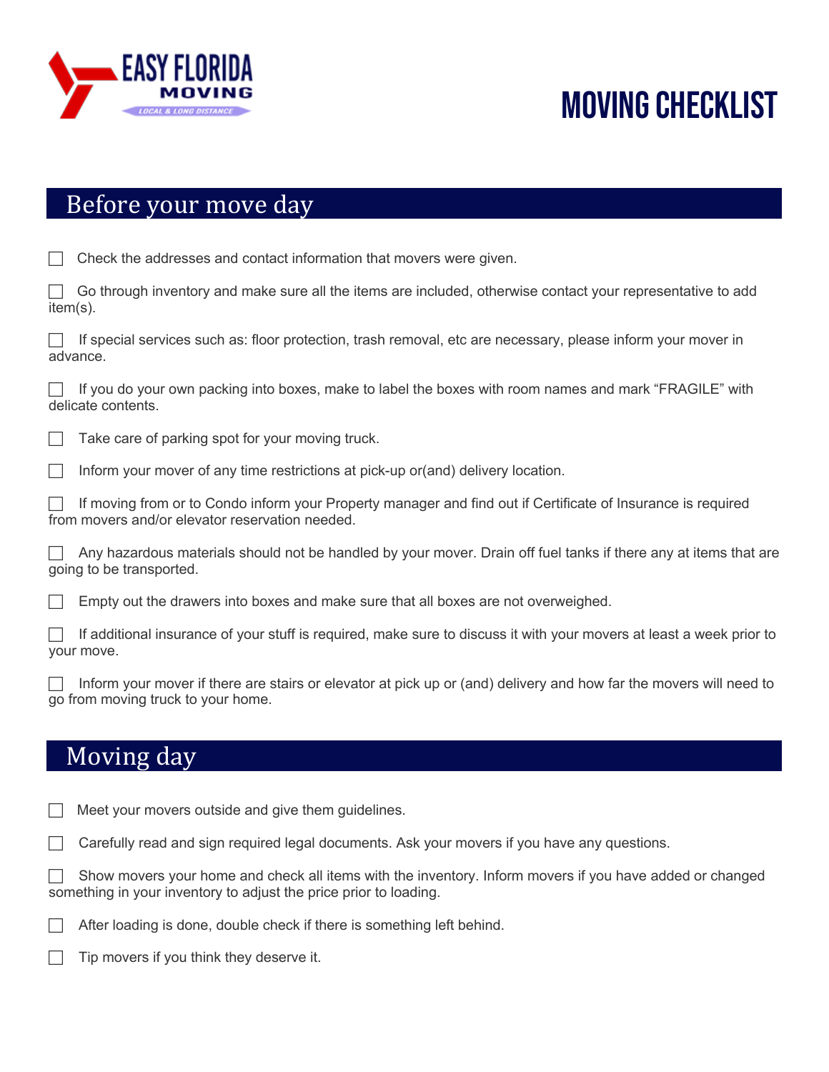EASY FLORIDA MOVING

LOCAL & LONG DISTANCE

# MOVING CHECKLIST

## Before your move day

- [ ] Check the addresses and contact information that movers were given.
- [ ] Go through inventory and make sure all the items are included, otherwise contact your representative to add item(s).
- [ ] If special services such as: floor protection, trash removal, etc are necessary, please inform your mover in advance.
- [ ] If you do your own packing into boxes, make to label the boxes with room names and mark "FRAGILE" with delicate contents.
- [ ] Take care of parking spot for your moving truck.
- [ ] Inform your mover of any time restrictions at pick-up or(and) delivery location.
- [ ] If moving from or to Condo inform your Property manager and find out if Certificate of Insurance is required from movers and/or elevator reservation needed.
- [ ] Any hazardous materials should not be handled by your mover. Drain off fuel tanks if there any at items that are going to be transported.
- [ ] Empty out the drawers into boxes and make sure that all boxes are not overweighed.
- [ ] If additional insurance of your stuff is required, make sure to discuss it with your movers at least a week prior to your move.
- [ ] Inform your mover if there are stairs or elevator at pick up or (and) delivery and how far the movers will need to go from moving truck to your home.

## Moving day

- [ ] Meet your movers outside and give them guidelines.
- [ ] Carefully read and sign required legal documents. Ask your movers if you have any questions.
- [ ] Show movers your home and check all items with the inventory. Inform movers if you have added or changed something in your inventory to adjust the price prior to loading.
- [ ] After loading is done, double check if there is something left behind.
- [ ] Tip movers if you think they deserve it.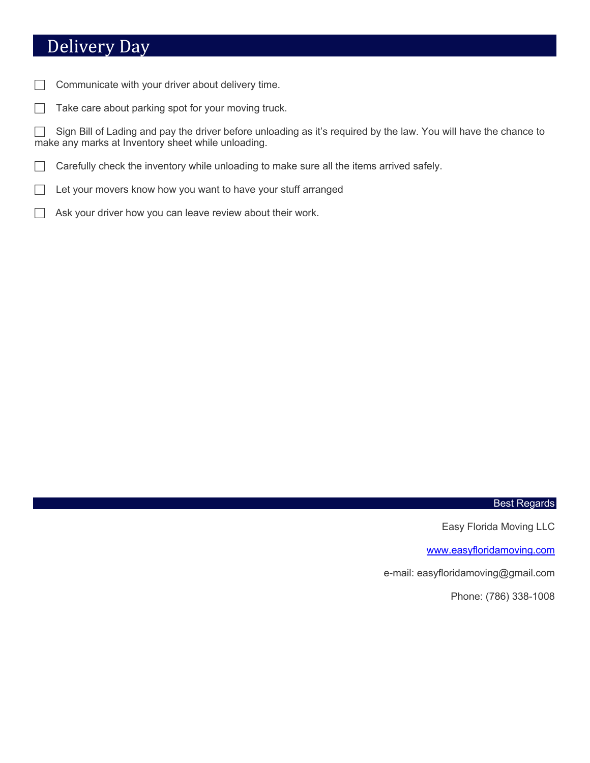## Delivery Day

- [ ] Communicate with your driver about delivery time.
- [ ] Take care about parking spot for your moving truck.
- [ ] Sign Bill of Lading and pay the driver before unloading as it's required by the law. You will have the chance to make any marks at Inventory sheet while unloading.
- [ ] Carefully check the inventory while unloading to make sure all the items arrived safely.
- [ ] Let your movers know how you want to have your stuff arranged
- [ ] Ask your driver how you can leave review about their work.

Best Regards

Easy Florida Moving LLC

www.easyfloridamoving.com

e-mail: easyfloridamoving@gmail.com

Phone: (786) 338-1008